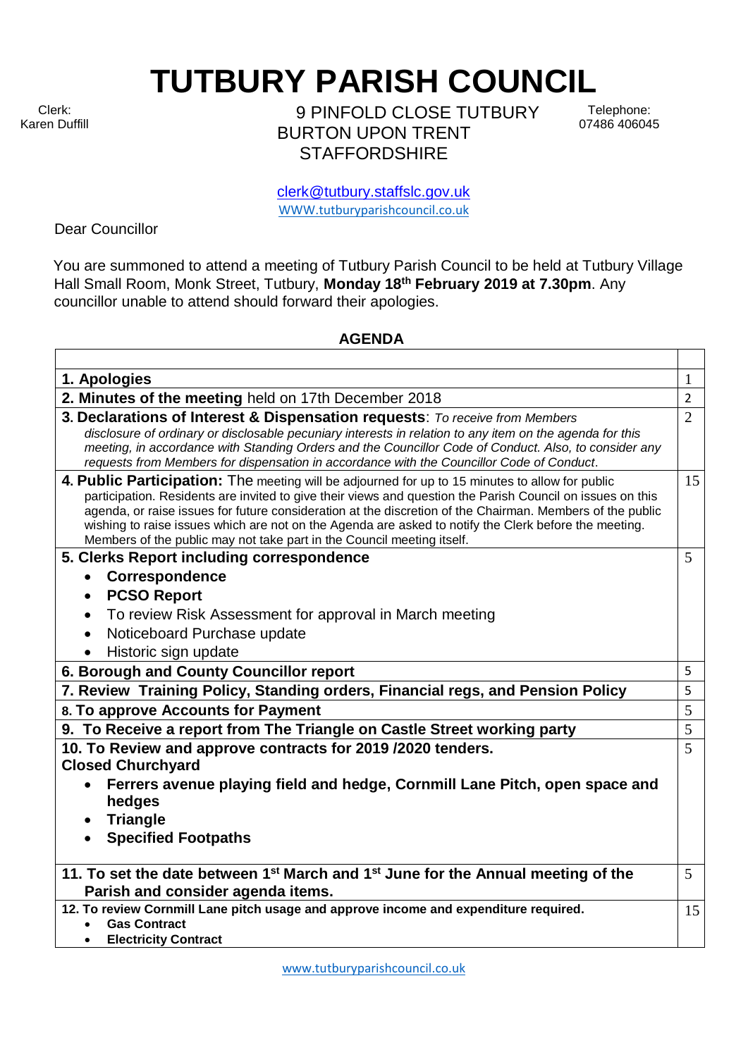# TUTBURY PARISH COUNCIL

Clerk:
Karen Duffill

9 PINFOLD CLOSE TUTBURY
BURTON UPON TRENT
STAFFORDSHIRE

Telephone:
07486 406045

clerk@tutbury.staffslc.gov.uk
WWW.tutburyparishcouncil.co.uk

Dear Councillor

You are summoned to attend a meeting of Tutbury Parish Council to be held at Tutbury Village Hall Small Room, Monk Street, Tutbury, **Monday 18th February 2019 at 7.30pm**. Any councillor unable to attend should forward their apologies.

**AGENDA**

| | |
|---|---|
| **1. Apologies** | 1 |
| **2. Minutes of the meeting** held on 17th December 2018 | 2 |
| **3. Declarations of Interest & Dispensation requests**: *To receive from Members disclosure of ordinary or disclosable pecuniary interests in relation to any item on the agenda for this meeting, in accordance with Standing Orders and the Councillor Code of Conduct. Also, to consider any requests from Members for dispensation in accordance with the Councillor Code of Conduct.* | 2 |
| **4. Public Participation:** The meeting will be adjourned for up to 15 minutes to allow for public participation. Residents are invited to give their views and question the Parish Council on issues on this agenda, or raise issues for future consideration at the discretion of the Chairman. Members of the public wishing to raise issues which are not on the Agenda are asked to notify the Clerk before the meeting. Members of the public may not take part in the Council meeting itself. | 15 |
| **5. Clerks Report including correspondence**<br>• **Correspondence**<br>• **PCSO Report**<br>• To review Risk Assessment for approval in March meeting<br>• Noticeboard Purchase update<br>• Historic sign update | 5 |
| **6. Borough and County Councillor report** | 5 |
| **7. Review Training Policy, Standing orders, Financial regs, and Pension Policy** | 5 |
| **8. To approve Accounts for Payment** | 5 |
| **9. To Receive a report from The Triangle on Castle Street working party** | 5 |
| **10. To Review and approve contracts for 2019 /2020 tenders.**<br>**Closed Churchyard**<br>• **Ferrers avenue playing field and hedge, Cornmill Lane Pitch, open space and hedges**<br>• **Triangle**<br>• **Specified Footpaths** | 5 |
| **11. To set the date between 1st March and 1st June for the Annual meeting of the Parish and consider agenda items.** | 5 |
| **12. To review Cornmill Lane pitch usage and approve income and expenditure required.**<br>• **Gas Contract**<br>• **Electricity Contract** | 15 |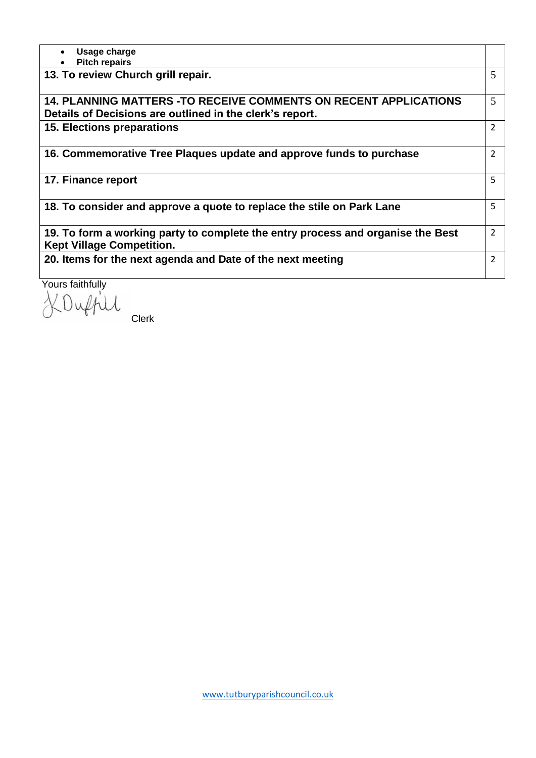| | |
|---|---|
| • **Usage charge**<br>• **Pitch repairs** | |
| **13. To review Church grill repair.** | 5 |
| **14. PLANNING MATTERS -TO RECEIVE COMMENTS ON RECENT APPLICATIONS Details of Decisions are outlined in the clerk's report.** | 5 |
| **15. Elections preparations** | 2 |
| **16. Commemorative Tree Plaques update and approve funds to purchase** | 2 |
| **17. Finance report** | 5 |
| **18. To consider and approve a quote to replace the stile on Park Lane** | 5 |
| **19. To form a working party to complete the entry process and organise the Best Kept Village Competition.** | 2 |
| **20. Items for the next agenda and Date of the next meeting** | 2 |

Yours faithfully

K Duffill Clerk

www.tutburyparishcouncil.co.uk